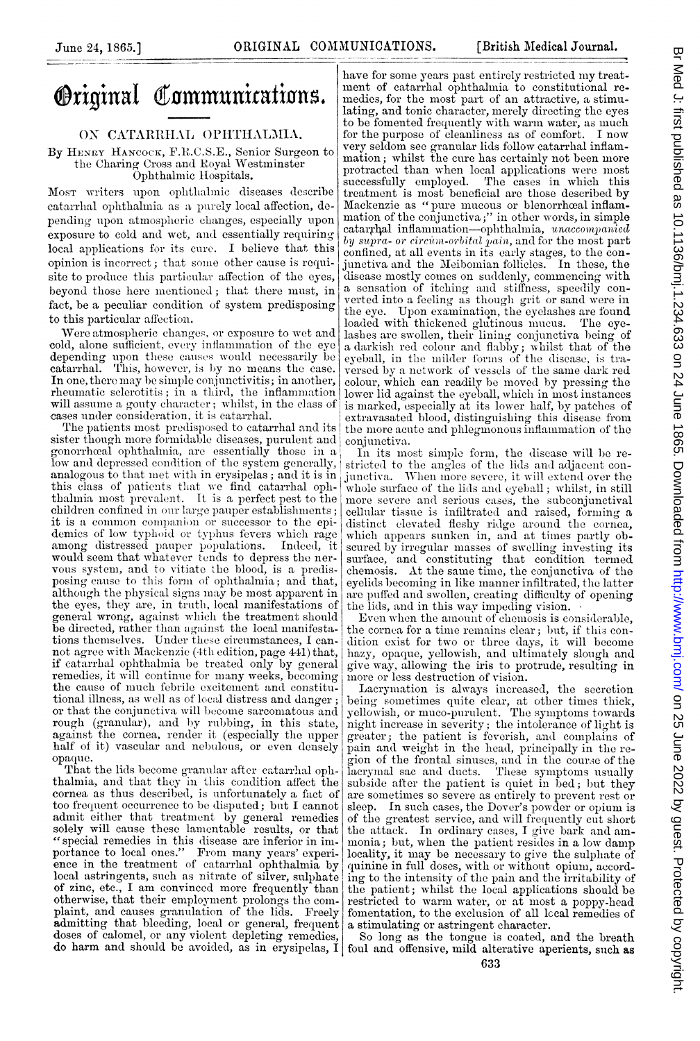# Original Communications.

## ON CATARRHAL OPHTHALMIA.

By Henry Hancock, F.R.C.S.E., Senior Surgeon to the Charing Cross and Royal Westminster Ophthalmic Hospitals.

Most writers upon ophthalmic diseases describe catarrhal ophthalmia as a purely local affection, depending upon atmospheric changes, especially upon exposure to cold and wet, and essentially requiring local applications for its cure. I believe that this opinion is incorrect; that some other cause is requisite to produce this particular affection of the eyes, beyond those here mentioned; that there must, in fact, be a peculiar condition of system predisposing to this particular affection.

Were atmospheric changes, or exposure to wet and cold, alone sufficient, every inflammation of the eye depending upon these causes would necessarily be catarrhal. This, however, is by no means the case. In one, there may be simple conjunctivitis; in another, rheumatic sclerotitis; in a third, the inflammation will assume a gouty character; whilst, in the class of cases under consideration, it is catarrhal.

The patients most predisposed to catarrhal and its sister though more formidable diseases, purulent and gonorrhœal ophthalmia, are essentially those in a low and depressed condition of the system generally, analogous to that met with in erysipelas; and it is in this class of patients that we find catarrhal ophthalmia most prevalent. It is a perfect pest to the children confined in our large pauper establishments; it is a common companion or successor to the epidemics of low typhoid or typhus fevers which rage among distressed pauper populations. Indeed, it would seem that whatever tends to depress the nervous system, and to vitiate the blood, is a predisposing cause to this form of ophthalmia; and that, although the physical signs may be most apparent in the eyes, they are, in truth, local manifestations of general wrong, against which the treatment should be directed, rather than against the local manifestations themselves. Under these circumstances, I cannot agree with Mackenzie (4th edition, page 441) that, if catarrhal ophthalmia be treated only by general remedies, it will continue for many weeks, becoming the cause of much febrile excitement and constitutional illness, as well as of local distress and danger; or that the conjunctiva will become sarcomatous and rough (granular), and by rubbing, in this state, against the cornea, render it (especially the upper half of it) vascular and nebulous, or even densely opaque.

That the lids become granular after catarrhal ophthalmia, and that they in this condition affect the cornea as thus described, is unfortunately a fact of too frequent occurrence to be disputed; but I cannot admit either that treatment by general remedies solely will cause these lamentable results, or that "special remedies in this disease are inferior in importance to local ones." From many years' experience in the treatment of catarrhal ophthalmia by local astringents, such as nitrate of silver, sulphate of zinc, etc., I am convinced more frequently than otherwise, that their employment prolongs the complaint, and causes granulation of the lids. Freely admitting that bleeding, local or general, frequent doses of calomel, or any violent depleting remedies, do harm and should be avoided, as in erysipelas, I have for some years past entirely restricted my treatment of catarrhal ophthalmia to constitutional remedies, for the most part of an attractive, a stimulating, and tonic character, merely directing the eyes to be fomented frequently with warm water, as much for the purpose of cleanliness as of comfort. I now very seldom see granular lids follow catarrhal inflammation; whilst the cure has certainly not been more protracted than when local applications were most successfully employed. The cases in which this treatment is most beneficial are those described by Mackenzie as "pure mucous or blenorrhœal inflammation of the conjunctiva;" in other words, in simple catarrhal inflammation—ophthalmia, *unaccompanied by supra- or circum-orbital pain*, and for the most part confined, at all events in its early stages, to the conjunctiva and the Meibomian follicles. In these, the disease mostly comes on suddenly, commencing with a sensation of itching and stiffness, speedily converted into a feeling as though grit or sand were in the eye. Upon examination, the eyelashes are found loaded with thickened glutinous mucus. The eyelashes are swollen, their lining conjunctiva being of a darkish red colour and flabby; whilst that of the eyeball, in the milder forms of the disease, is traversed by a network of vessels of the same dark red colour, which can readily be moved by pressing the lower lid against the eyeball, which in most instances is marked, especially at its lower half, by patches of extravasated blood, distinguishing this disease from the more acute and phlegmonous inflammation of the conjunctiva.

In its most simple form, the disease will be restricted to the angles of the lids and adjacent conjunctiva. When more severe, it will extend over the whole surface of the lids and eyeball; whilst, in still more severe and serious cases, the subconjunctival cellular tissue is infiltrated and raised, forming a distinct elevated fleshy ridge around the cornea, which appears sunken in, and at times partly obscured by irregular masses of swelling investing its surface, and constituting that condition termed chemosis. At the same time, the conjunctiva of the eyelids becoming in like manner infiltrated, the latter are puffed and swollen, creating difficulty of opening the lids, and in this way impeding vision.

Even when the amount of chemosis is considerable, the cornea for a time remains clear; but, if this condition exist for two or three days, it will become hazy, opaque, yellowish, and ultimately slough and give way, allowing the iris to protrude, resulting in more or less destruction of vision.

Lacrymation is always increased, the secretion being sometimes quite clear, at other times thick, yellowish, or muco-purulent. The symptoms towards night increase in severity; the intolerance of light is greater; the patient is feverish, and complains of pain and weight in the head, principally in the region of the frontal sinuses, and in the course of the lacrymal sac and ducts. These symptoms usually subside after the patient is quiet in bed; but they are sometimes so severe as entirely to prevent rest or sleep. In such cases, the Dover's powder or opium is of the greatest service, and will frequently cut short the attack. In ordinary cases, I give bark and ammonia; but, when the patient resides in a low damp locality, it may be necessary to give the sulphate of quinine in full doses, with or without opium, according to the intensity of the pain and the irritability of the patient; whilst the local applications should be restricted to warm water, or at most a poppy-head fomentation, to the exclusion of all local remedies of a stimulating or astringent character.

So long as the tongue is coated, and the breath foul and offensive, mild alterative aperients, such as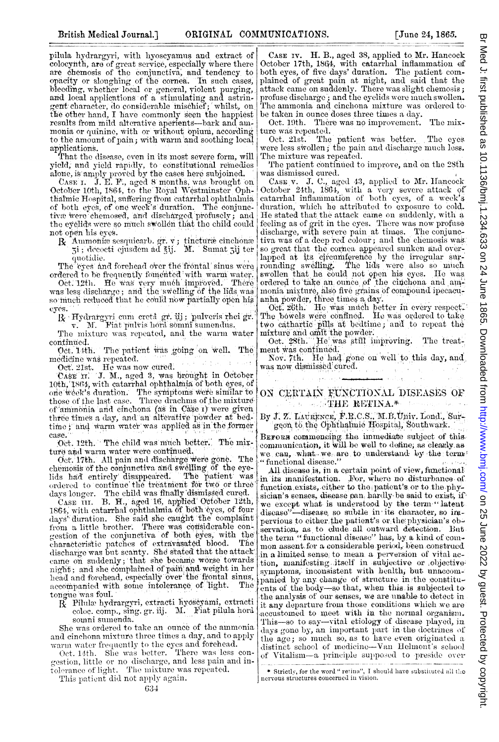pilula hydrargyri, with hyoscyamus and extract of colocynth, are of great service, especially where there are chemosis of the conjunctiva, and tendency to opacity or sloughing of the cornea. In such cases, bleeding, whether local or general, violent purging, and local applications of a stimulating and astringent character, do considerable mischief; whilst, on the other hand, I have commonly seen the happiest results from mild alterative aperients—bark and ammonia or quinine, with or without opium, according to the amount of pain; with warm and soothing local applications.

That the disease, even in its most severe form, will yield, and yield rapidly, to constitutional remedies alone, is amply proved by the cases here subjoined.

CASE I. J. E. F., aged 8 months, was brought on October 10th, 1864, to the Royal Westminster Ophthalmic Hospital, suffering from catarrhal ophthalmia of both eyes, of one week's duration. The conjunctivæ were chemosed, and discharged profusely; and the eyelids were so much swollen that the child could not open his eyes.

℞ Ammoniæ sesquicarb. gr. v; tincturæ cinchonæ ʒi; decocti ejusdem ad ʒij. M. Sumat ʒij ter quotidie.

The eyes and forehead over the frontal sinus were ordered to be frequently fomented with warm water.

Oct. 12th. He was very much improved. There was less discharge; and the swelling of the lids was so much reduced that he could now partially open his eyes.

℞ Hydrargyri cum cretâ gr. iij; pulveris rhei gr. v. M. Fiat pulvis horâ somni sumendus.

The mixture was repeated, and the warm water continued.

Oct. 14th. The patient was going on well. The medicine was repeated.

Oct. 21st. He was now cured.

CASE II. J. M., aged 3, was brought in October 10th, 1864, with catarrhal ophthalmia of both eyes, of one week's duration. The symptoms were similar to those of the last case. Three drachms of the mixture of ammonia and cinchona (as in Case I) were given three times a day, and an alterative powder at bedtime; and warm water was applied as in the former case.

Oct. 12th. The child was much better. The mixture and warm water were continued.

Oct. 17th. All pain and discharge were gone. The chemosis of the conjunctiva and swelling of the eyelids had entirely disappeared. The patient was ordered to continue the treatment for two or three days longer. The child was finally dismissed cured.

CASE III. B. H., aged 16, applied October 12th, 1864, with catarrhal ophthalmia of both eyes, of four days' duration. She said she caught the complaint from a little brother. There was considerable congestion of the conjunctiva of both eyes, with the characteristic patches of extravasated blood. The discharge was but scanty. She stated that the attack came on suddenly; that she became worse towards night; and she complained of pain and weight in her head and forehead, especially over the frontal sinus, accompanied with some intolerance of light. The tongue was foul.

℞ Pilulæ hydrargyri, extracti hyoscyami, extracti coloc. comp., sing. gr. iij. M. Fiat pilula horâ somni sumenda.

She was ordered to take an ounce of the ammonia and cinchona mixture three times a day, and to apply warm water frequently to the eyes and forehead.

Oct. 14th. She was better. There was less congestion, little or no discharge, and less pain and intolerance of light. The mixture was repeated.

This patient did not apply again.

CASE IV. H. B., aged 38, applied to Mr. Hancock October 17th, 1864, with catarrhal inflammation of both eyes, of five days' duration. The patient complained of great pain at night, and said that the attack came on suddenly. There was slight chemosis; profuse discharge; and the eyelids were much swollen. The ammonia and cinchona mixture was ordered to be taken in ounce doses three times a day.

Oct. 19th. There was no improvement. The mixture was repeated.

Oct. 21st. The patient was better. The eyes were less swollen; the pain and discharge much less. The mixture was repeated.

The patient continued to improve, and on the 28th was dismissed cured.

CASE V. J. C., aged 43, applied to Mr. Hancock October 24th, 1864, with a very severe attack of catarrhal inflammation of both eyes, of a week's duration, which he attributed to exposure to cold. He stated that the attack came on suddenly, with a feeling as of grit in the eyes. There was now profuse discharge, with severe pain at times. The conjunctiva was of a deep red colour; and the chemosis was so great that the cornea appeared sunken and overlapped at its circumference by the irregular surrounding swelling. The lids were also so much swollen that he could not open his eyes. He was ordered to take an ounce of the cinchona and ammonia mixture, also five grains of compound ipecacuanha powder, three times a day.

Oct. 26th. He was much better in every respect. The bowels were confined. He was ordered to take two cathartic pills at bedtime; and to repeat the mixture and omit the powder.

Oct. 28th. He was still improving. The treatment was continued.

Nov. 7th. He had gone on well to this day, and was now dismissed cured.

## ON CERTAIN FUNCTIONAL DISEASES OF THE RETINA.*

By J. Z. LAURENCE, F.R.C.S., M.B.Univ. Lond., Surgeon to the Ophthalmic Hospital, Southwark.

BEFORE commencing the immediate subject of this communication, it will be well to define, as clearly as we can, what we are to understand by the term "functional disease."

All disease is, in a certain point of view, functional in its manifestation. For, where no disturbance of function exists, either to the patient's or to the physician's senses, disease can hardly be said to exist, if we except what is understood by the term "latent disease"—disease, so subtle in its character, so impervious to either the patient's or the physician's observation, as to elude all outward detection. But the term "functional disease" has, by a kind of common assent for a considerable period, been construed in a limited sense, to mean a perversion of vital action, manifesting itself in subjective or objective symptoms, inconsistent with health, but unaccompanied by any change of structure in the constituents of the body—so that, when this is subjected to the analysis of our senses, we are unable to detect in it any departure from those conditions which we are accustomed to meet with in the normal organism. This—so to say—vital etiology of disease played, in days gone by, an important part in the doctrines of the age; so much so, as to have even originated a distinct school of medicine—Van Helmont's school of Vitalism—a principle supposed to preside over

* Strictly, for the word "retina", I should have substituted all the nervous structures concerned in vision.